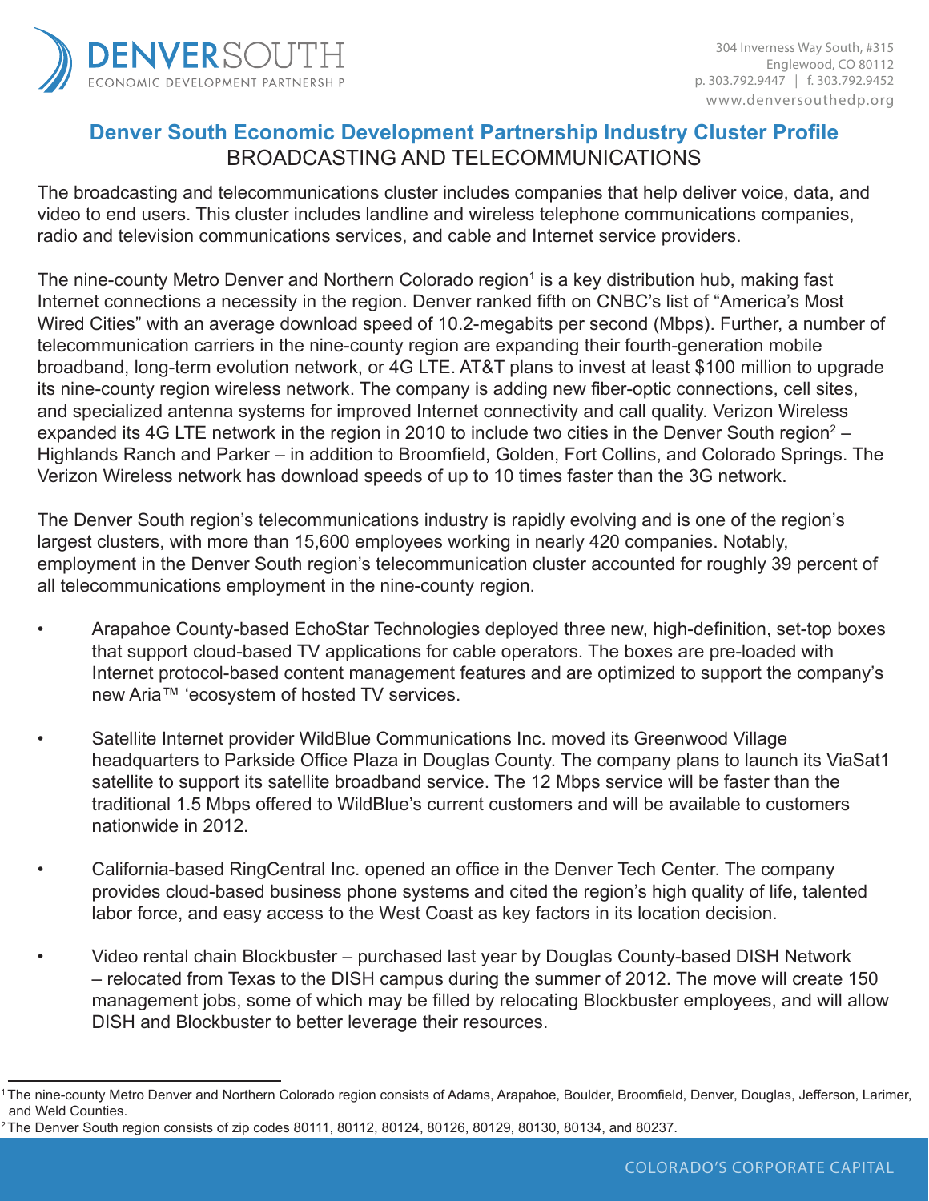DENVERSOUTH
ECONOMIC DEVELOPMENT PARTNERSHIP

304 Inverness Way South, #315
Englewood, CO 80112
p. 303.792.9447 | f. 303.792.9452
www.denversouthedp.org

# Denver South Economic Development Partnership Industry Cluster Profile

## BROADCASTING AND TELECOMMUNICATIONS

The broadcasting and telecommunications cluster includes companies that help deliver voice, data, and video to end users. This cluster includes landline and wireless telephone communications companies, radio and television communications services, and cable and Internet service providers.

The nine-county Metro Denver and Northern Colorado region[1] is a key distribution hub, making fast Internet connections a necessity in the region. Denver ranked fifth on CNBC's list of "America's Most Wired Cities" with an average download speed of 10.2-megabits per second (Mbps). Further, a number of telecommunication carriers in the nine-county region are expanding their fourth-generation mobile broadband, long-term evolution network, or 4G LTE. AT&T plans to invest at least $100 million to upgrade its nine-county region wireless network. The company is adding new fiber-optic connections, cell sites, and specialized antenna systems for improved Internet connectivity and call quality. Verizon Wireless expanded its 4G LTE network in the region in 2010 to include two cities in the Denver South region[2] – Highlands Ranch and Parker – in addition to Broomfield, Golden, Fort Collins, and Colorado Springs. The Verizon Wireless network has download speeds of up to 10 times faster than the 3G network.

The Denver South region's telecommunications industry is rapidly evolving and is one of the region's largest clusters, with more than 15,600 employees working in nearly 420 companies. Notably, employment in the Denver South region's telecommunication cluster accounted for roughly 39 percent of all telecommunications employment in the nine-county region.

- Arapahoe County-based EchoStar Technologies deployed three new, high-definition, set-top boxes that support cloud-based TV applications for cable operators. The boxes are pre-loaded with Internet protocol-based content management features and are optimized to support the company's new Aria™ 'ecosystem of hosted TV services.

- Satellite Internet provider WildBlue Communications Inc. moved its Greenwood Village headquarters to Parkside Office Plaza in Douglas County. The company plans to launch its ViaSat1 satellite to support its satellite broadband service. The 12 Mbps service will be faster than the traditional 1.5 Mbps offered to WildBlue's current customers and will be available to customers nationwide in 2012.

- California-based RingCentral Inc. opened an office in the Denver Tech Center. The company provides cloud-based business phone systems and cited the region's high quality of life, talented labor force, and easy access to the West Coast as key factors in its location decision.

- Video rental chain Blockbuster – purchased last year by Douglas County-based DISH Network – relocated from Texas to the DISH campus during the summer of 2012. The move will create 150 management jobs, some of which may be filled by relocating Blockbuster employees, and will allow DISH and Blockbuster to better leverage their resources.

---

[1] The nine-county Metro Denver and Northern Colorado region consists of Adams, Arapahoe, Boulder, Broomfield, Denver, Douglas, Jefferson, Larimer, and Weld Counties.

[2] The Denver South region consists of zip codes 80111, 80112, 80124, 80126, 80129, 80130, 80134, and 80237.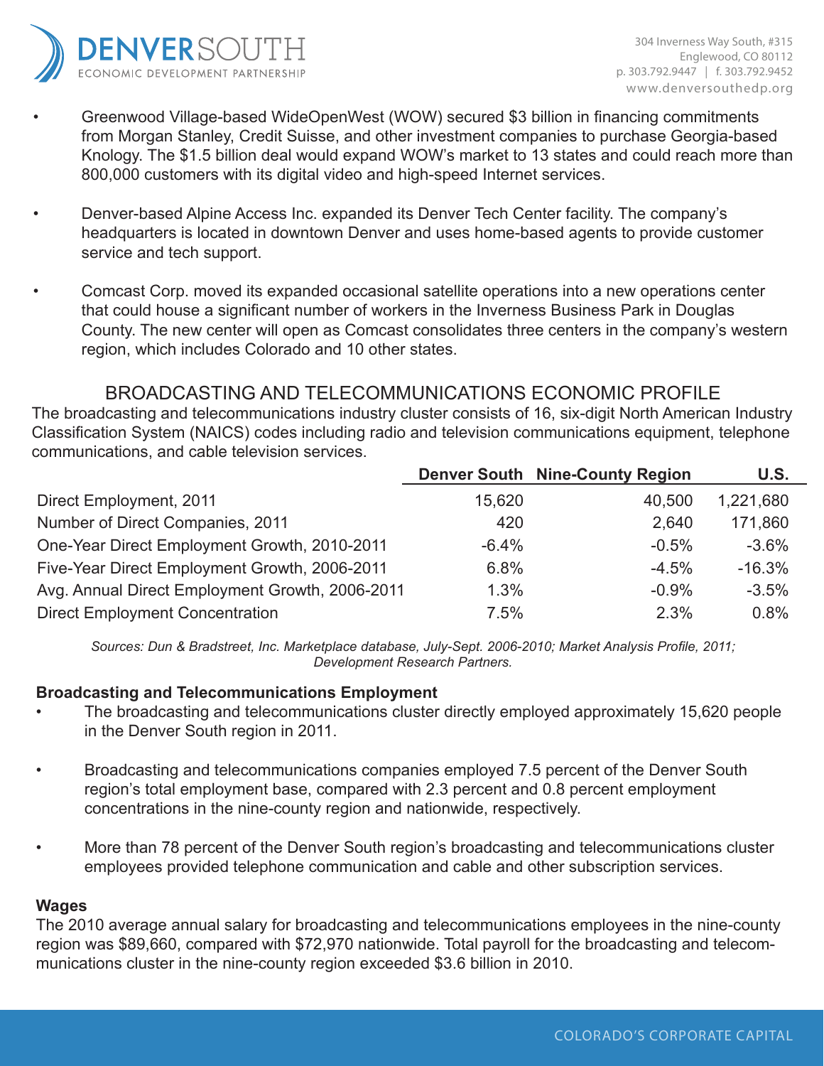- Greenwood Village-based WideOpenWest (WOW) secured $3 billion in financing commitments from Morgan Stanley, Credit Suisse, and other investment companies to purchase Georgia-based Knology. The $1.5 billion deal would expand WOW's market to 13 states and could reach more than 800,000 customers with its digital video and high-speed Internet services.

- Denver-based Alpine Access Inc. expanded its Denver Tech Center facility. The company's headquarters is located in downtown Denver and uses home-based agents to provide customer service and tech support.

- Comcast Corp. moved its expanded occasional satellite operations into a new operations center that could house a significant number of workers in the Inverness Business Park in Douglas County. The new center will open as Comcast consolidates three centers in the company's western region, which includes Colorado and 10 other states.

## BROADCASTING AND TELECOMMUNICATIONS ECONOMIC PROFILE

The broadcasting and telecommunications industry cluster consists of 16, six-digit North American Industry Classification System (NAICS) codes including radio and television communications equipment, telephone communications, and cable television services.

| | Denver South | Nine-County Region | U.S. |
|---|---|---|---|
| Direct Employment, 2011 | 15,620 | 40,500 | 1,221,680 |
| Number of Direct Companies, 2011 | 420 | 2,640 | 171,860 |
| One-Year Direct Employment Growth, 2010-2011 | -6.4% | -0.5% | -3.6% |
| Five-Year Direct Employment Growth, 2006-2011 | 6.8% | -4.5% | -16.3% |
| Avg. Annual Direct Employment Growth, 2006-2011 | 1.3% | -0.9% | -3.5% |
| Direct Employment Concentration | 7.5% | 2.3% | 0.8% |

*Sources: Dun & Bradstreet, Inc. Marketplace database, July-Sept. 2006-2010; Market Analysis Profile, 2011; Development Research Partners.*

**Broadcasting and Telecommunications Employment**

- The broadcasting and telecommunications cluster directly employed approximately 15,620 people in the Denver South region in 2011.

- Broadcasting and telecommunications companies employed 7.5 percent of the Denver South region's total employment base, compared with 2.3 percent and 0.8 percent employment concentrations in the nine-county region and nationwide, respectively.

- More than 78 percent of the Denver South region's broadcasting and telecommunications cluster employees provided telephone communication and cable and other subscription services.

**Wages**

The 2010 average annual salary for broadcasting and telecommunications employees in the nine-county region was $89,660, compared with $72,970 nationwide. Total payroll for the broadcasting and telecommunications cluster in the nine-county region exceeded $3.6 billion in 2010.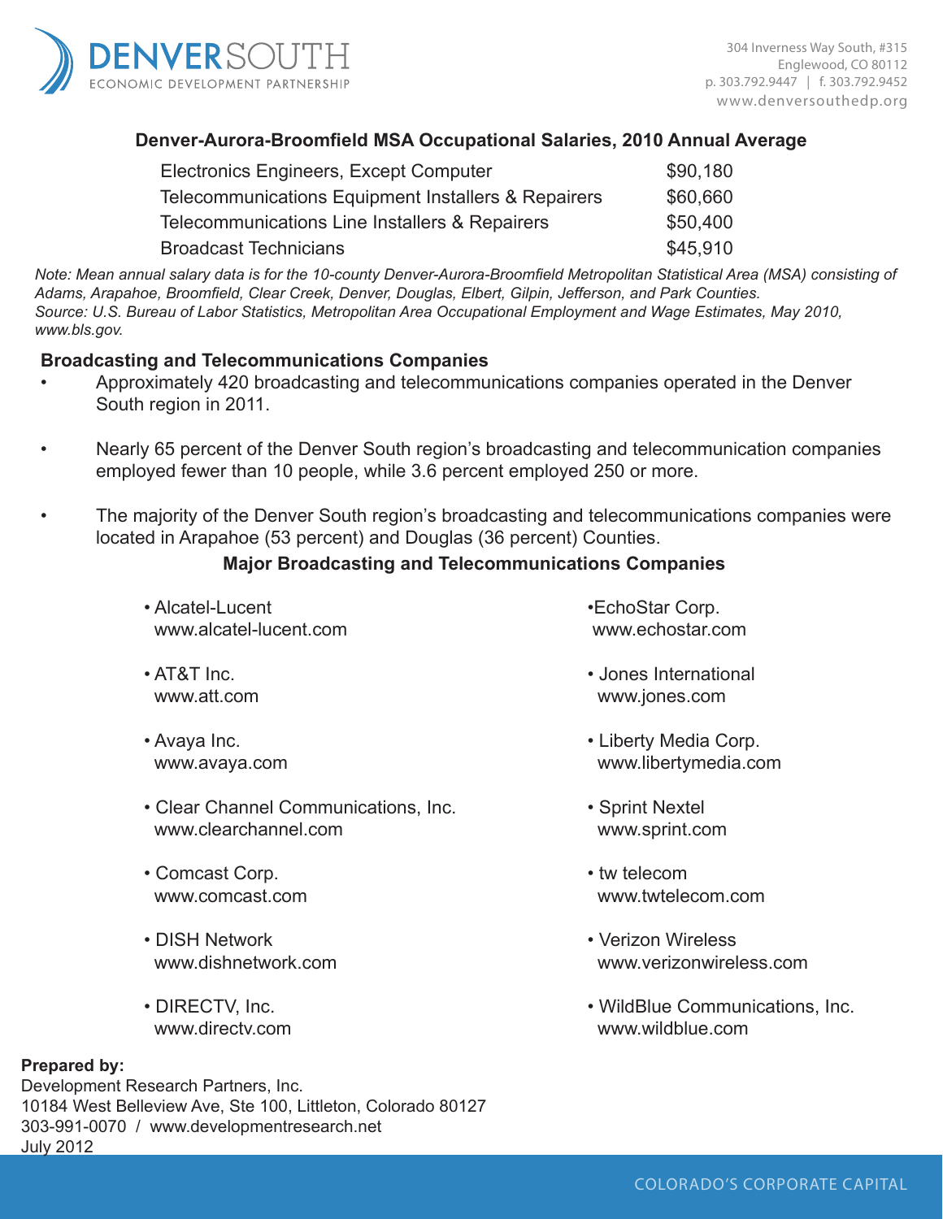### Denver-Aurora-Broomfield MSA Occupational Salaries, 2010 Annual Average

| | |
|---|---|
| Electronics Engineers, Except Computer | $90,180 |
| Telecommunications Equipment Installers & Repairers | $60,660 |
| Telecommunications Line Installers & Repairers | $50,400 |
| Broadcast Technicians | $45,910 |

*Note: Mean annual salary data is for the 10-county Denver-Aurora-Broomfield Metropolitan Statistical Area (MSA) consisting of Adams, Arapahoe, Broomfield, Clear Creek, Denver, Douglas, Elbert, Gilpin, Jefferson, and Park Counties.*
*Source: U.S. Bureau of Labor Statistics, Metropolitan Area Occupational Employment and Wage Estimates, May 2010, www.bls.gov.*

### Broadcasting and Telecommunications Companies

- Approximately 420 broadcasting and telecommunications companies operated in the Denver South region in 2011.
- Nearly 65 percent of the Denver South region's broadcasting and telecommunication companies employed fewer than 10 people, while 3.6 percent employed 250 or more.
- The majority of the Denver South region's broadcasting and telecommunications companies were located in Arapahoe (53 percent) and Douglas (36 percent) Counties.

### Major Broadcasting and Telecommunications Companies

- Alcatel-Lucent
  www.alcatel-lucent.com
- AT&T Inc.
  www.att.com
- Avaya Inc.
  www.avaya.com
- Clear Channel Communications, Inc.
  www.clearchannel.com
- Comcast Corp.
  www.comcast.com
- DISH Network
  www.dishnetwork.com
- DIRECTV, Inc.
  www.directv.com
- EchoStar Corp.
  www.echostar.com
- Jones International
  www.jones.com
- Liberty Media Corp.
  www.libertymedia.com
- Sprint Nextel
  www.sprint.com
- tw telecom
  www.twtelecom.com
- Verizon Wireless
  www.verizonwireless.com
- WildBlue Communications, Inc.
  www.wildblue.com

**Prepared by:**
Development Research Partners, Inc.
10184 West Belleview Ave, Ste 100, Littleton, Colorado 80127
303-991-0070 / www.developmentresearch.net
July 2012